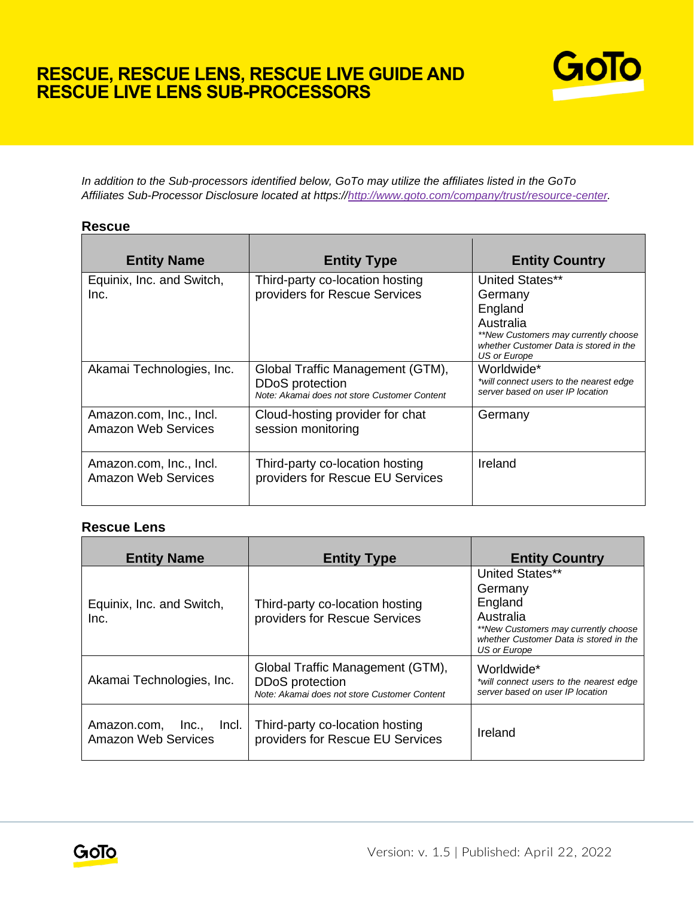# RESCUE, RESCUE LENS, RESCUE LIVE GUIDE AND RESCUE LIVE LENS SUB-PROCESSORS

*In addition to the Sub-processors identified below, GoTo may utilize the affiliates listed in the GoTo Affiliates Sub-Processor Disclosure located at https://[http://www.goto.com/company/trust/resource-center](http://www.goto.com/company/trust/resource-center).*

## Rescue

| Entity Name | Entity Type | Entity Country |
|---|---|---|
| Equinix, Inc. and Switch, Inc. | Third-party co-location hosting providers for Rescue Services | United States** <br> Germany <br> England <br> Australia <br> *\*\*New Customers may currently choose whether Customer Data is stored in the US or Europe* |
| Akamai Technologies, Inc. | Global Traffic Management (GTM), DDoS protection <br> *Note: Akamai does not store Customer Content* | Worldwide* <br> *\*will connect users to the nearest edge server based on user IP location* |
| Amazon.com, Inc., Incl. Amazon Web Services | Cloud-hosting provider for chat session monitoring | Germany |
| Amazon.com, Inc., Incl. Amazon Web Services | Third-party co-location hosting providers for Rescue EU Services | Ireland |

## Rescue Lens

| Entity Name | Entity Type | Entity Country |
|---|---|---|
| Equinix, Inc. and Switch, Inc. | Third-party co-location hosting providers for Rescue Services | United States** <br> Germany <br> England <br> Australia <br> *\*\*New Customers may currently choose whether Customer Data is stored in the US or Europe* |
| Akamai Technologies, Inc. | Global Traffic Management (GTM), DDoS protection <br> *Note: Akamai does not store Customer Content* | Worldwide* <br> *\*will connect users to the nearest edge server based on user IP location* |
| Amazon.com, Inc., Incl. Amazon Web Services | Third-party co-location hosting providers for Rescue EU Services | Ireland |

Version: v. 1.5 | Published: April 22, 2022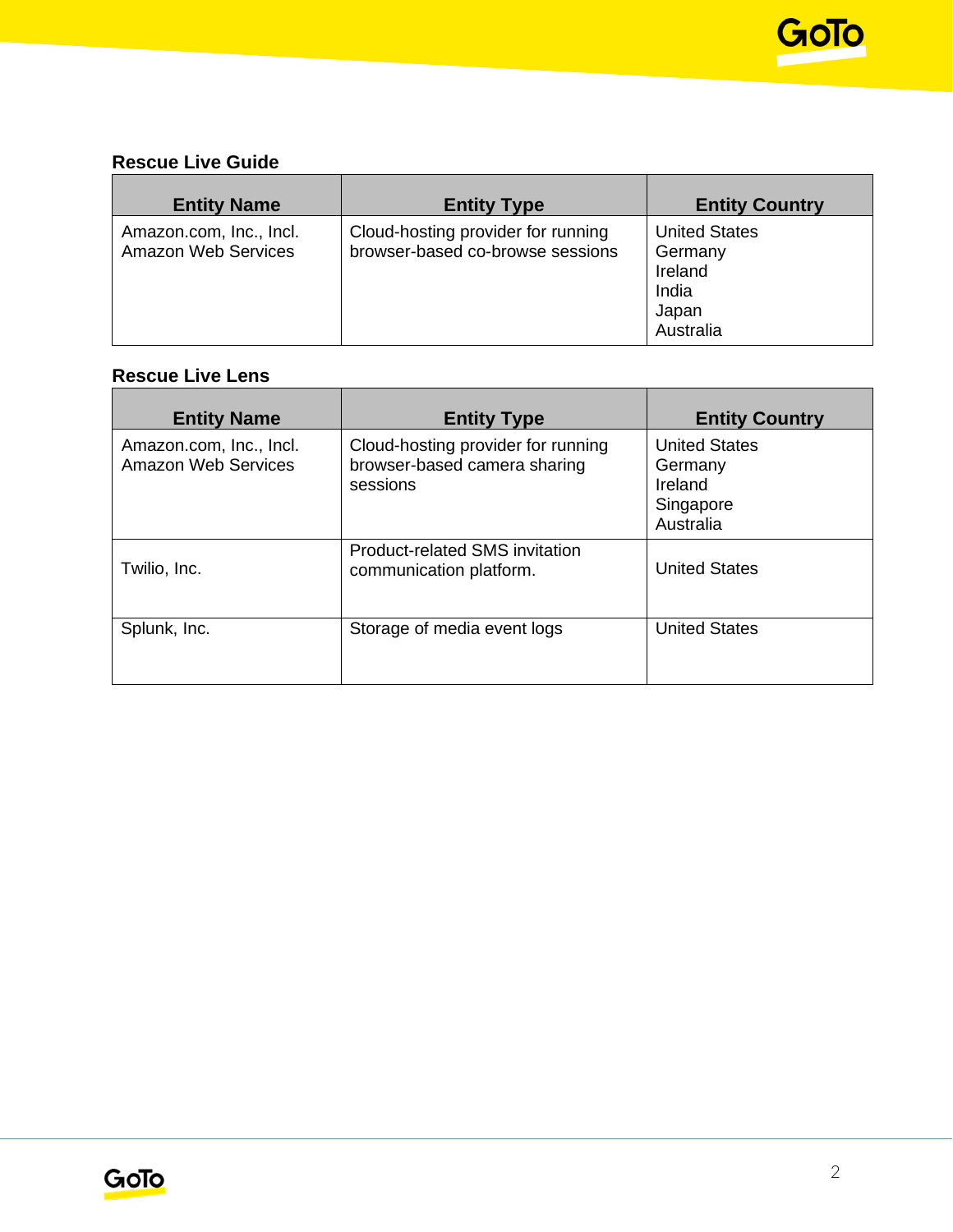### Rescue Live Guide

| Entity Name | Entity Type | Entity Country |
|---|---|---|
| Amazon.com, Inc., Incl. Amazon Web Services | Cloud-hosting provider for running browser-based co-browse sessions | United States<br>Germany<br>Ireland<br>India<br>Japan<br>Australia |

### Rescue Live Lens

| Entity Name | Entity Type | Entity Country |
|---|---|---|
| Amazon.com, Inc., Incl. Amazon Web Services | Cloud-hosting provider for running browser-based camera sharing sessions | United States<br>Germany<br>Ireland<br>Singapore<br>Australia |
| Twilio, Inc. | Product-related SMS invitation communication platform. | United States |
| Splunk, Inc. | Storage of media event logs | United States |